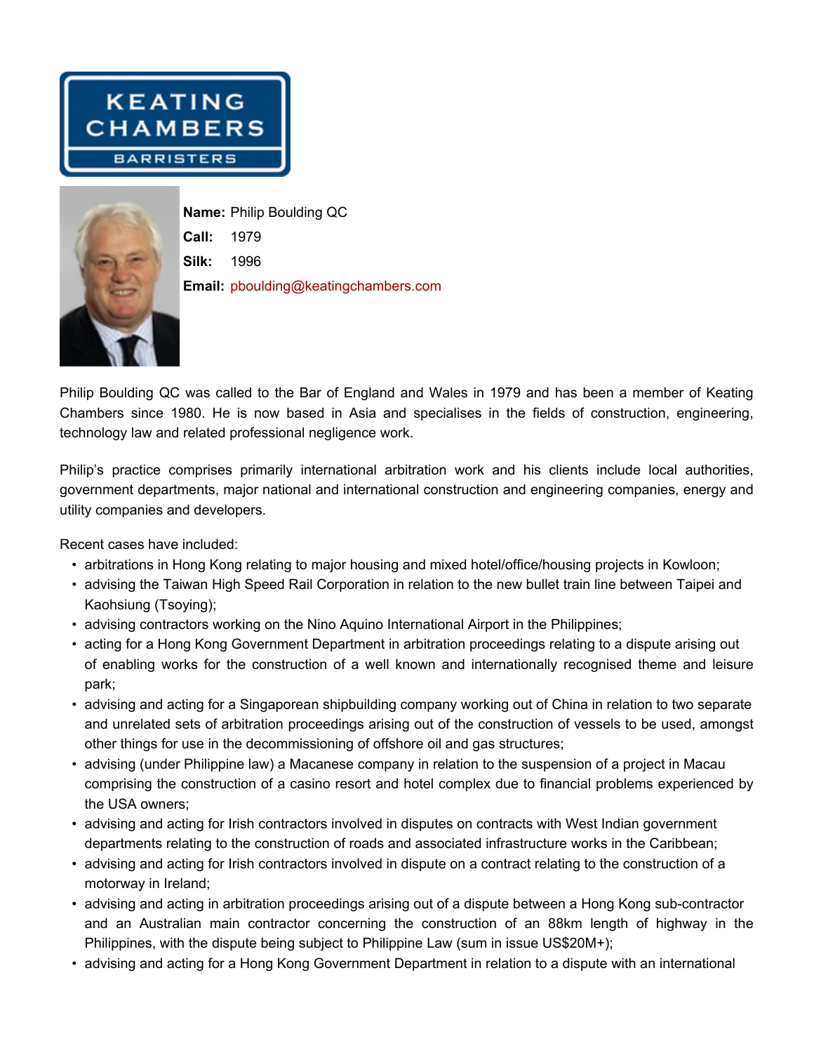KEATING CHAMBERS

BARRISTERS

**Name:** Philip Boulding QC

**Call:** 1979

**Silk:** 1996

**Email:** pboulding@keatingchambers.com

Philip Boulding QC was called to the Bar of England and Wales in 1979 and has been a member of Keating Chambers since 1980. He is now based in Asia and specialises in the fields of construction, engineering, technology law and related professional negligence work.

Philip's practice comprises primarily international arbitration work and his clients include local authorities, government departments, major national and international construction and engineering companies, energy and utility companies and developers.

Recent cases have included:

- arbitrations in Hong Kong relating to major housing and mixed hotel/office/housing projects in Kowloon;
- advising the Taiwan High Speed Rail Corporation in relation to the new bullet train line between Taipei and Kaohsiung (Tsoying);
- advising contractors working on the Nino Aquino International Airport in the Philippines;
- acting for a Hong Kong Government Department in arbitration proceedings relating to a dispute arising out of enabling works for the construction of a well known and internationally recognised theme and leisure park;
- advising and acting for a Singaporean shipbuilding company working out of China in relation to two separate and unrelated sets of arbitration proceedings arising out of the construction of vessels to be used, amongst other things for use in the decommissioning of offshore oil and gas structures;
- advising (under Philippine law) a Macanese company in relation to the suspension of a project in Macau comprising the construction of a casino resort and hotel complex due to financial problems experienced by the USA owners;
- advising and acting for Irish contractors involved in disputes on contracts with West Indian government departments relating to the construction of roads and associated infrastructure works in the Caribbean;
- advising and acting for Irish contractors involved in dispute on a contract relating to the construction of a motorway in Ireland;
- advising and acting in arbitration proceedings arising out of a dispute between a Hong Kong sub-contractor and an Australian main contractor concerning the construction of an 88km length of highway in the Philippines, with the dispute being subject to Philippine Law (sum in issue US$20M+);
- advising and acting for a Hong Kong Government Department in relation to a dispute with an international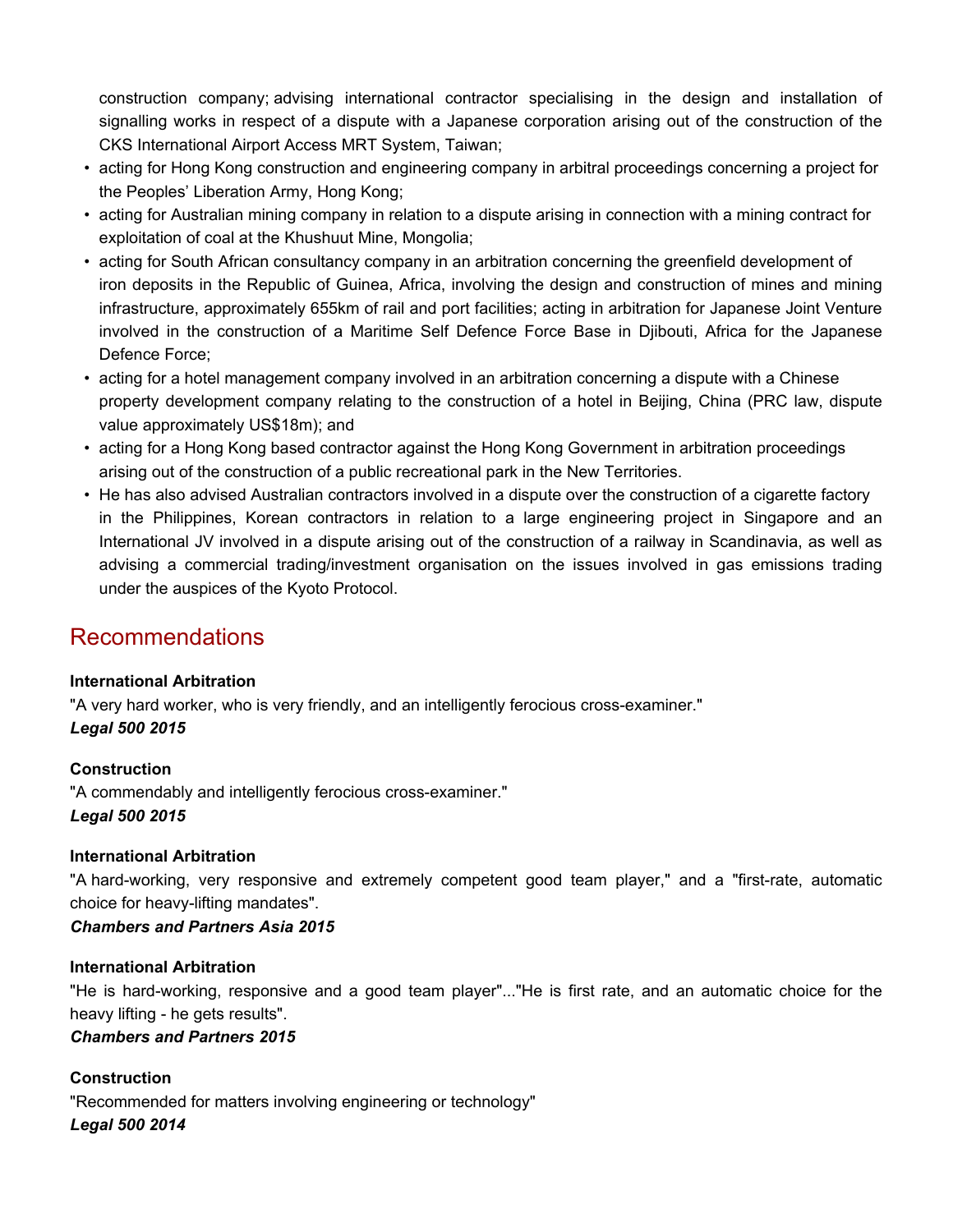construction company; advising international contractor specialising in the design and installation of signalling works in respect of a dispute with a Japanese corporation arising out of the construction of the CKS International Airport Access MRT System, Taiwan;

- acting for Hong Kong construction and engineering company in arbitral proceedings concerning a project for the Peoples' Liberation Army, Hong Kong;
- acting for Australian mining company in relation to a dispute arising in connection with a mining contract for exploitation of coal at the Khushuut Mine, Mongolia;
- acting for South African consultancy company in an arbitration concerning the greenfield development of iron deposits in the Republic of Guinea, Africa, involving the design and construction of mines and mining infrastructure, approximately 655km of rail and port facilities; acting in arbitration for Japanese Joint Venture involved in the construction of a Maritime Self Defence Force Base in Djibouti, Africa for the Japanese Defence Force;
- acting for a hotel management company involved in an arbitration concerning a dispute with a Chinese property development company relating to the construction of a hotel in Beijing, China (PRC law, dispute value approximately US$18m); and
- acting for a Hong Kong based contractor against the Hong Kong Government in arbitration proceedings arising out of the construction of a public recreational park in the New Territories.
- He has also advised Australian contractors involved in a dispute over the construction of a cigarette factory in the Philippines, Korean contractors in relation to a large engineering project in Singapore and an International JV involved in a dispute arising out of the construction of a railway in Scandinavia, as well as advising a commercial trading/investment organisation on the issues involved in gas emissions trading under the auspices of the Kyoto Protocol.

## Recommendations

**International Arbitration**

"A very hard worker, who is very friendly, and an intelligently ferocious cross-examiner."

***Legal 500 2015***

**Construction**

"A commendably and intelligently ferocious cross-examiner."

***Legal 500 2015***

**International Arbitration**

"A hard-working, very responsive and extremely competent good team player," and a "first-rate, automatic choice for heavy-lifting mandates".

***Chambers and Partners Asia 2015***

**International Arbitration**

"He is hard-working, responsive and a good team player"..."He is first rate, and an automatic choice for the heavy lifting - he gets results".

***Chambers and Partners 2015***

**Construction**

"Recommended for matters involving engineering or technology"

***Legal 500 2014***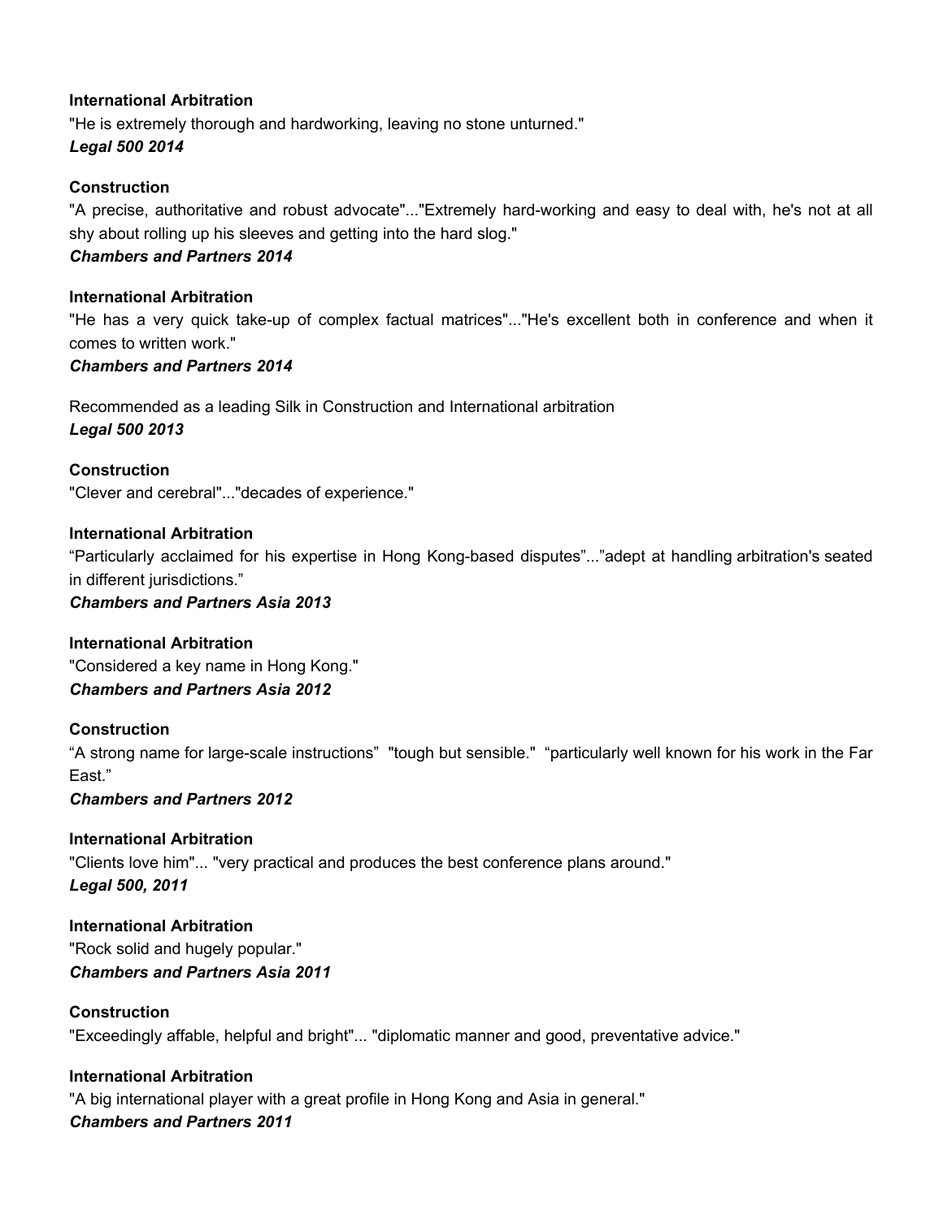**International Arbitration**
"He is extremely thorough and hardworking, leaving no stone unturned."
***Legal 500 2014***

**Construction**
"A precise, authoritative and robust advocate"..."Extremely hard-working and easy to deal with, he's not at all shy about rolling up his sleeves and getting into the hard slog."
***Chambers and Partners 2014***

**International Arbitration**
"He has a very quick take-up of complex factual matrices"..."He's excellent both in conference and when it comes to written work."
***Chambers and Partners 2014***

Recommended as a leading Silk in Construction and International arbitration
***Legal 500 2013***

**Construction**
"Clever and cerebral"..."decades of experience."

**International Arbitration**
“Particularly acclaimed for his expertise in Hong Kong-based disputes”...”adept at handling arbitration's seated in different jurisdictions.”
***Chambers and Partners Asia 2013***

**International Arbitration**
"Considered a key name in Hong Kong."
***Chambers and Partners Asia 2012***

**Construction**
“A strong name for large-scale instructions” "tough but sensible." “particularly well known for his work in the Far East.”
***Chambers and Partners 2012***

**International Arbitration**
"Clients love him"... "very practical and produces the best conference plans around."
***Legal 500, 2011***

**International Arbitration**
"Rock solid and hugely popular."
***Chambers and Partners Asia 2011***

**Construction**
"Exceedingly affable, helpful and bright"... "diplomatic manner and good, preventative advice."

**International Arbitration**
"A big international player with a great profile in Hong Kong and Asia in general."
***Chambers and Partners 2011***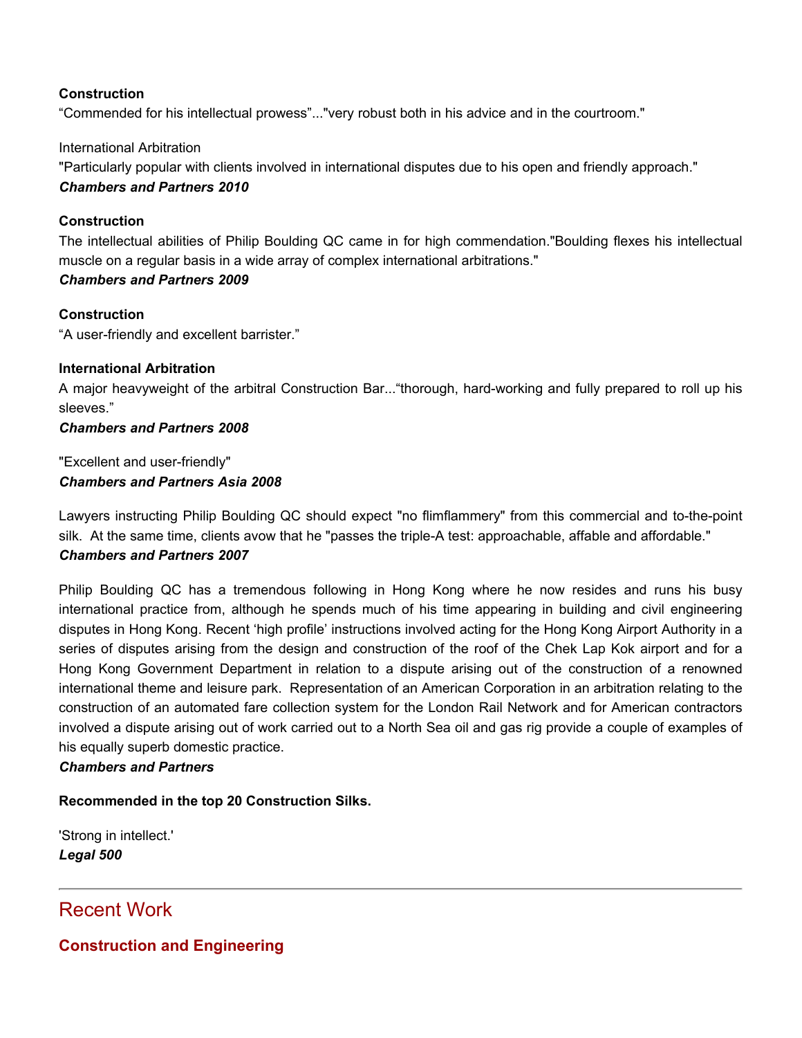**Construction**

“Commended for his intellectual prowess”..."very robust both in his advice and in the courtroom."

International Arbitration

"Particularly popular with clients involved in international disputes due to his open and friendly approach."

***Chambers and Partners 2010***

**Construction**

The intellectual abilities of Philip Boulding QC came in for high commendation."Boulding flexes his intellectual muscle on a regular basis in a wide array of complex international arbitrations."

***Chambers and Partners 2009***

**Construction**

“A user-friendly and excellent barrister.”

**International Arbitration**

A major heavyweight of the arbitral Construction Bar...“thorough, hard-working and fully prepared to roll up his sleeves.”

***Chambers and Partners 2008***

"Excellent and user-friendly"

***Chambers and Partners Asia 2008***

Lawyers instructing Philip Boulding QC should expect "no flimflammery" from this commercial and to-the-point silk. At the same time, clients avow that he "passes the triple-A test: approachable, affable and affordable."

***Chambers and Partners 2007***

Philip Boulding QC has a tremendous following in Hong Kong where he now resides and runs his busy international practice from, although he spends much of his time appearing in building and civil engineering disputes in Hong Kong. Recent ‘high profile’ instructions involved acting for the Hong Kong Airport Authority in a series of disputes arising from the design and construction of the roof of the Chek Lap Kok airport and for a Hong Kong Government Department in relation to a dispute arising out of the construction of a renowned international theme and leisure park. Representation of an American Corporation in an arbitration relating to the construction of an automated fare collection system for the London Rail Network and for American contractors involved a dispute arising out of work carried out to a North Sea oil and gas rig provide a couple of examples of his equally superb domestic practice.

***Chambers and Partners***

**Recommended in the top 20 Construction Silks.**

'Strong in intellect.'

***Legal 500***

---

## Recent Work

### Construction and Engineering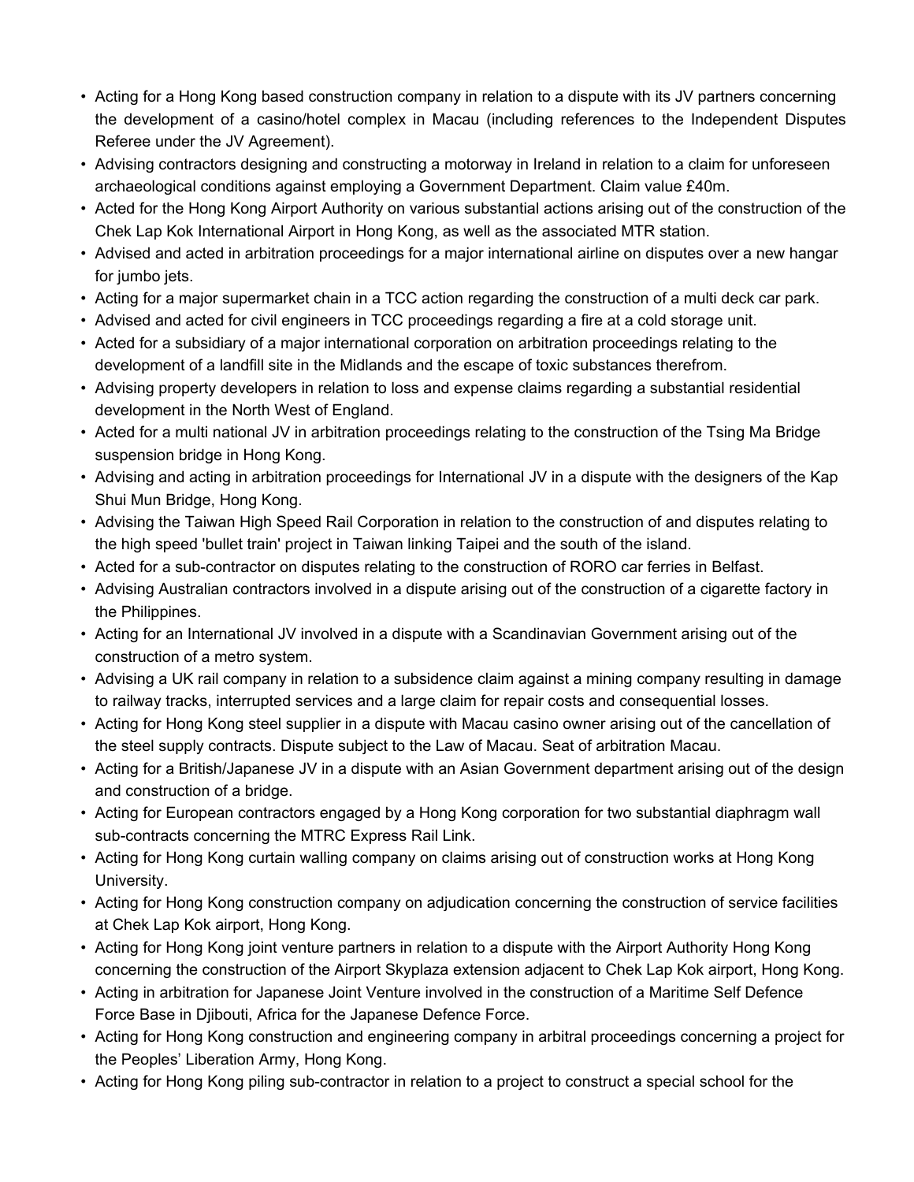- Acting for a Hong Kong based construction company in relation to a dispute with its JV partners concerning the development of a casino/hotel complex in Macau (including references to the Independent Disputes Referee under the JV Agreement).
- Advising contractors designing and constructing a motorway in Ireland in relation to a claim for unforeseen archaeological conditions against employing a Government Department. Claim value £40m.
- Acted for the Hong Kong Airport Authority on various substantial actions arising out of the construction of the Chek Lap Kok International Airport in Hong Kong, as well as the associated MTR station.
- Advised and acted in arbitration proceedings for a major international airline on disputes over a new hangar for jumbo jets.
- Acting for a major supermarket chain in a TCC action regarding the construction of a multi deck car park.
- Advised and acted for civil engineers in TCC proceedings regarding a fire at a cold storage unit.
- Acted for a subsidiary of a major international corporation on arbitration proceedings relating to the development of a landfill site in the Midlands and the escape of toxic substances therefrom.
- Advising property developers in relation to loss and expense claims regarding a substantial residential development in the North West of England.
- Acted for a multi national JV in arbitration proceedings relating to the construction of the Tsing Ma Bridge suspension bridge in Hong Kong.
- Advising and acting in arbitration proceedings for International JV in a dispute with the designers of the Kap Shui Mun Bridge, Hong Kong.
- Advising the Taiwan High Speed Rail Corporation in relation to the construction of and disputes relating to the high speed 'bullet train' project in Taiwan linking Taipei and the south of the island.
- Acted for a sub-contractor on disputes relating to the construction of RORO car ferries in Belfast.
- Advising Australian contractors involved in a dispute arising out of the construction of a cigarette factory in the Philippines.
- Acting for an International JV involved in a dispute with a Scandinavian Government arising out of the construction of a metro system.
- Advising a UK rail company in relation to a subsidence claim against a mining company resulting in damage to railway tracks, interrupted services and a large claim for repair costs and consequential losses.
- Acting for Hong Kong steel supplier in a dispute with Macau casino owner arising out of the cancellation of the steel supply contracts. Dispute subject to the Law of Macau. Seat of arbitration Macau.
- Acting for a British/Japanese JV in a dispute with an Asian Government department arising out of the design and construction of a bridge.
- Acting for European contractors engaged by a Hong Kong corporation for two substantial diaphragm wall sub-contracts concerning the MTRC Express Rail Link.
- Acting for Hong Kong curtain walling company on claims arising out of construction works at Hong Kong University.
- Acting for Hong Kong construction company on adjudication concerning the construction of service facilities at Chek Lap Kok airport, Hong Kong.
- Acting for Hong Kong joint venture partners in relation to a dispute with the Airport Authority Hong Kong concerning the construction of the Airport Skyplaza extension adjacent to Chek Lap Kok airport, Hong Kong.
- Acting in arbitration for Japanese Joint Venture involved in the construction of a Maritime Self Defence Force Base in Djibouti, Africa for the Japanese Defence Force.
- Acting for Hong Kong construction and engineering company in arbitral proceedings concerning a project for the Peoples' Liberation Army, Hong Kong.
- Acting for Hong Kong piling sub-contractor in relation to a project to construct a special school for the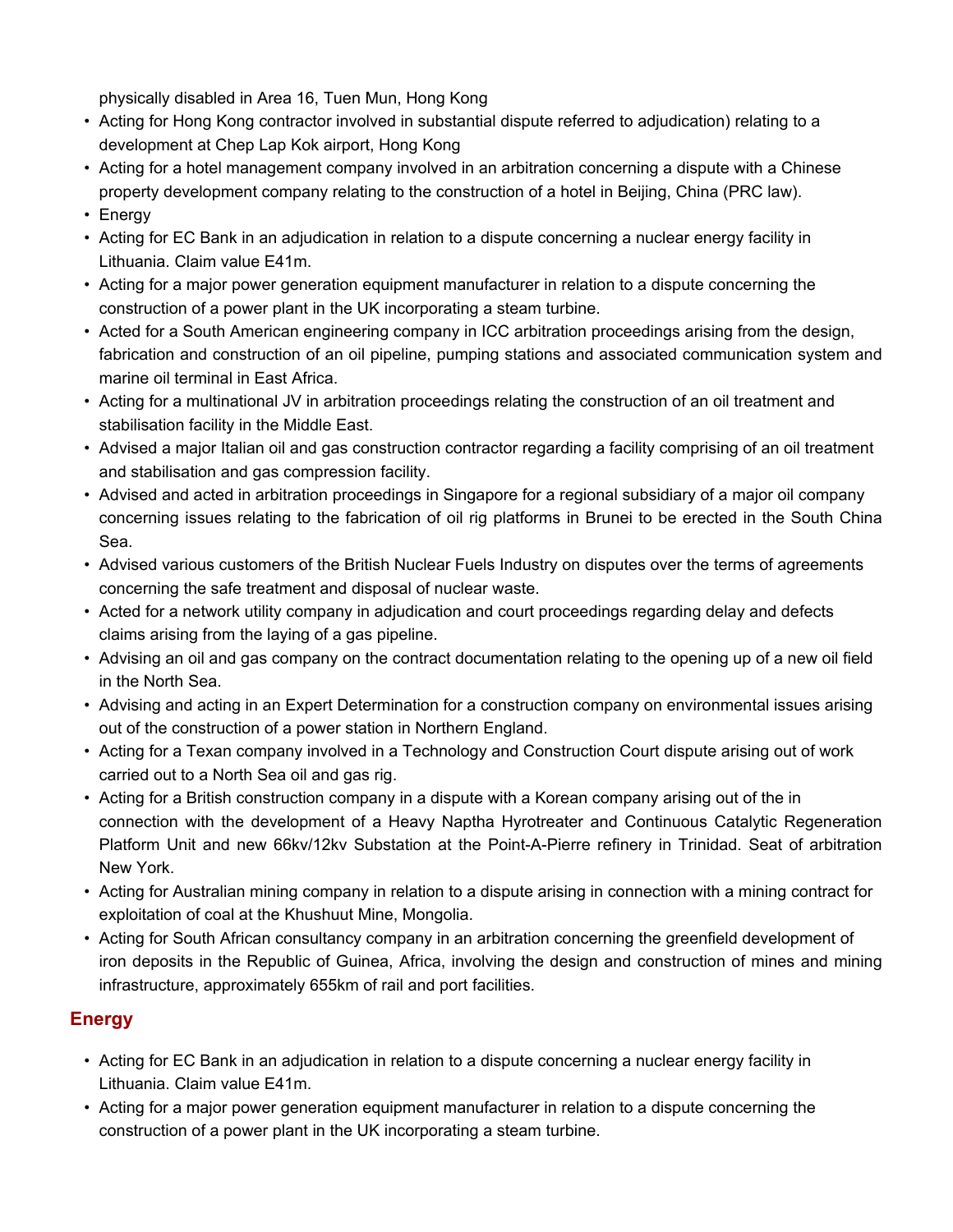physically disabled in Area 16, Tuen Mun, Hong Kong

- Acting for Hong Kong contractor involved in substantial dispute referred to adjudication) relating to a development at Chep Lap Kok airport, Hong Kong
- Acting for a hotel management company involved in an arbitration concerning a dispute with a Chinese property development company relating to the construction of a hotel in Beijing, China (PRC law).
- Energy
- Acting for EC Bank in an adjudication in relation to a dispute concerning a nuclear energy facility in Lithuania. Claim value E41m.
- Acting for a major power generation equipment manufacturer in relation to a dispute concerning the construction of a power plant in the UK incorporating a steam turbine.
- Acted for a South American engineering company in ICC arbitration proceedings arising from the design, fabrication and construction of an oil pipeline, pumping stations and associated communication system and marine oil terminal in East Africa.
- Acting for a multinational JV in arbitration proceedings relating the construction of an oil treatment and stabilisation facility in the Middle East.
- Advised a major Italian oil and gas construction contractor regarding a facility comprising of an oil treatment and stabilisation and gas compression facility.
- Advised and acted in arbitration proceedings in Singapore for a regional subsidiary of a major oil company concerning issues relating to the fabrication of oil rig platforms in Brunei to be erected in the South China Sea.
- Advised various customers of the British Nuclear Fuels Industry on disputes over the terms of agreements concerning the safe treatment and disposal of nuclear waste.
- Acted for a network utility company in adjudication and court proceedings regarding delay and defects claims arising from the laying of a gas pipeline.
- Advising an oil and gas company on the contract documentation relating to the opening up of a new oil field in the North Sea.
- Advising and acting in an Expert Determination for a construction company on environmental issues arising out of the construction of a power station in Northern England.
- Acting for a Texan company involved in a Technology and Construction Court dispute arising out of work carried out to a North Sea oil and gas rig.
- Acting for a British construction company in a dispute with a Korean company arising out of the in connection with the development of a Heavy Naptha Hyrotreater and Continuous Catalytic Regeneration Platform Unit and new 66kv/12kv Substation at the Point-A-Pierre refinery in Trinidad. Seat of arbitration New York.
- Acting for Australian mining company in relation to a dispute arising in connection with a mining contract for exploitation of coal at the Khushuut Mine, Mongolia.
- Acting for South African consultancy company in an arbitration concerning the greenfield development of iron deposits in the Republic of Guinea, Africa, involving the design and construction of mines and mining infrastructure, approximately 655km of rail and port facilities.

## Energy

- Acting for EC Bank in an adjudication in relation to a dispute concerning a nuclear energy facility in Lithuania. Claim value E41m.
- Acting for a major power generation equipment manufacturer in relation to a dispute concerning the construction of a power plant in the UK incorporating a steam turbine.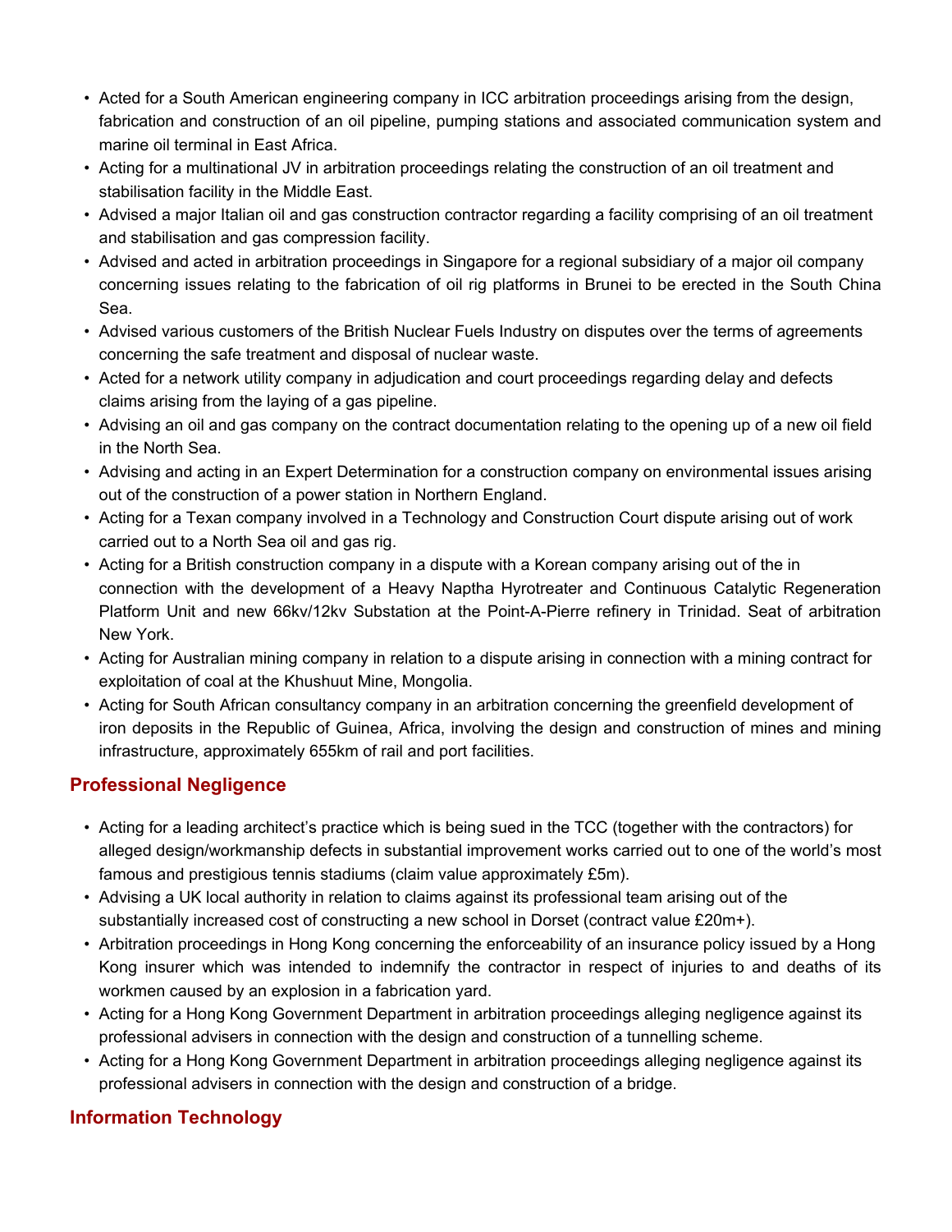- Acted for a South American engineering company in ICC arbitration proceedings arising from the design, fabrication and construction of an oil pipeline, pumping stations and associated communication system and marine oil terminal in East Africa.
- Acting for a multinational JV in arbitration proceedings relating the construction of an oil treatment and stabilisation facility in the Middle East.
- Advised a major Italian oil and gas construction contractor regarding a facility comprising of an oil treatment and stabilisation and gas compression facility.
- Advised and acted in arbitration proceedings in Singapore for a regional subsidiary of a major oil company concerning issues relating to the fabrication of oil rig platforms in Brunei to be erected in the South China Sea.
- Advised various customers of the British Nuclear Fuels Industry on disputes over the terms of agreements concerning the safe treatment and disposal of nuclear waste.
- Acted for a network utility company in adjudication and court proceedings regarding delay and defects claims arising from the laying of a gas pipeline.
- Advising an oil and gas company on the contract documentation relating to the opening up of a new oil field in the North Sea.
- Advising and acting in an Expert Determination for a construction company on environmental issues arising out of the construction of a power station in Northern England.
- Acting for a Texan company involved in a Technology and Construction Court dispute arising out of work carried out to a North Sea oil and gas rig.
- Acting for a British construction company in a dispute with a Korean company arising out of the in connection with the development of a Heavy Naptha Hyrotreater and Continuous Catalytic Regeneration Platform Unit and new 66kv/12kv Substation at the Point-A-Pierre refinery in Trinidad. Seat of arbitration New York.
- Acting for Australian mining company in relation to a dispute arising in connection with a mining contract for exploitation of coal at the Khushuut Mine, Mongolia.
- Acting for South African consultancy company in an arbitration concerning the greenfield development of iron deposits in the Republic of Guinea, Africa, involving the design and construction of mines and mining infrastructure, approximately 655km of rail and port facilities.

## Professional Negligence

- Acting for a leading architect's practice which is being sued in the TCC (together with the contractors) for alleged design/workmanship defects in substantial improvement works carried out to one of the world's most famous and prestigious tennis stadiums (claim value approximately £5m).
- Advising a UK local authority in relation to claims against its professional team arising out of the substantially increased cost of constructing a new school in Dorset (contract value £20m+).
- Arbitration proceedings in Hong Kong concerning the enforceability of an insurance policy issued by a Hong Kong insurer which was intended to indemnify the contractor in respect of injuries to and deaths of its workmen caused by an explosion in a fabrication yard.
- Acting for a Hong Kong Government Department in arbitration proceedings alleging negligence against its professional advisers in connection with the design and construction of a tunnelling scheme.
- Acting for a Hong Kong Government Department in arbitration proceedings alleging negligence against its professional advisers in connection with the design and construction of a bridge.

## Information Technology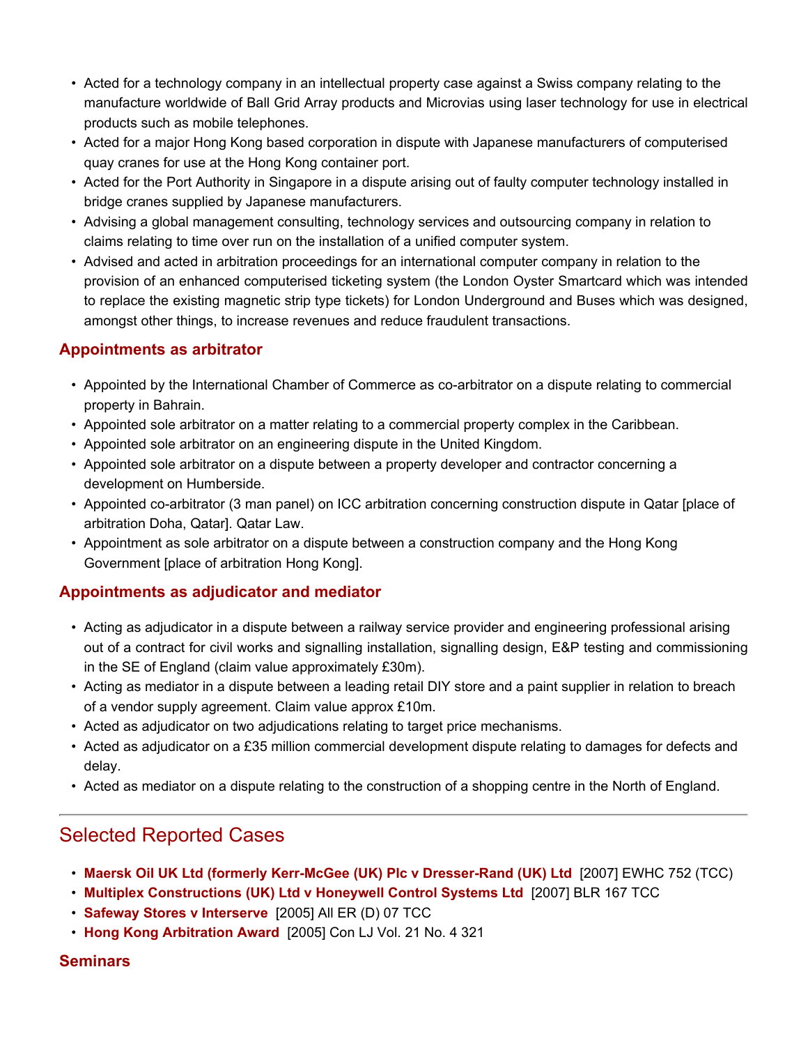- Acted for a technology company in an intellectual property case against a Swiss company relating to the manufacture worldwide of Ball Grid Array products and Microvias using laser technology for use in electrical products such as mobile telephones.
- Acted for a major Hong Kong based corporation in dispute with Japanese manufacturers of computerised quay cranes for use at the Hong Kong container port.
- Acted for the Port Authority in Singapore in a dispute arising out of faulty computer technology installed in bridge cranes supplied by Japanese manufacturers.
- Advising a global management consulting, technology services and outsourcing company in relation to claims relating to time over run on the installation of a unified computer system.
- Advised and acted in arbitration proceedings for an international computer company in relation to the provision of an enhanced computerised ticketing system (the London Oyster Smartcard which was intended to replace the existing magnetic strip type tickets) for London Underground and Buses which was designed, amongst other things, to increase revenues and reduce fraudulent transactions.

### Appointments as arbitrator

- Appointed by the International Chamber of Commerce as co-arbitrator on a dispute relating to commercial property in Bahrain.
- Appointed sole arbitrator on a matter relating to a commercial property complex in the Caribbean.
- Appointed sole arbitrator on an engineering dispute in the United Kingdom.
- Appointed sole arbitrator on a dispute between a property developer and contractor concerning a development on Humberside.
- Appointed co-arbitrator (3 man panel) on ICC arbitration concerning construction dispute in Qatar [place of arbitration Doha, Qatar]. Qatar Law.
- Appointment as sole arbitrator on a dispute between a construction company and the Hong Kong Government [place of arbitration Hong Kong].

### Appointments as adjudicator and mediator

- Acting as adjudicator in a dispute between a railway service provider and engineering professional arising out of a contract for civil works and signalling installation, signalling design, E&P testing and commissioning in the SE of England (claim value approximately £30m).
- Acting as mediator in a dispute between a leading retail DIY store and a paint supplier in relation to breach of a vendor supply agreement. Claim value approx £10m.
- Acted as adjudicator on two adjudications relating to target price mechanisms.
- Acted as adjudicator on a £35 million commercial development dispute relating to damages for defects and delay.
- Acted as mediator on a dispute relating to the construction of a shopping centre in the North of England.

---

## Selected Reported Cases

- **Maersk Oil UK Ltd (formerly Kerr-McGee (UK) Plc v Dresser-Rand (UK) Ltd** [2007] EWHC 752 (TCC)
- **Multiplex Constructions (UK) Ltd v Honeywell Control Systems Ltd** [2007] BLR 167 TCC
- **Safeway Stores v Interserve** [2005] All ER (D) 07 TCC
- **Hong Kong Arbitration Award** [2005] Con LJ Vol. 21 No. 4 321

### Seminars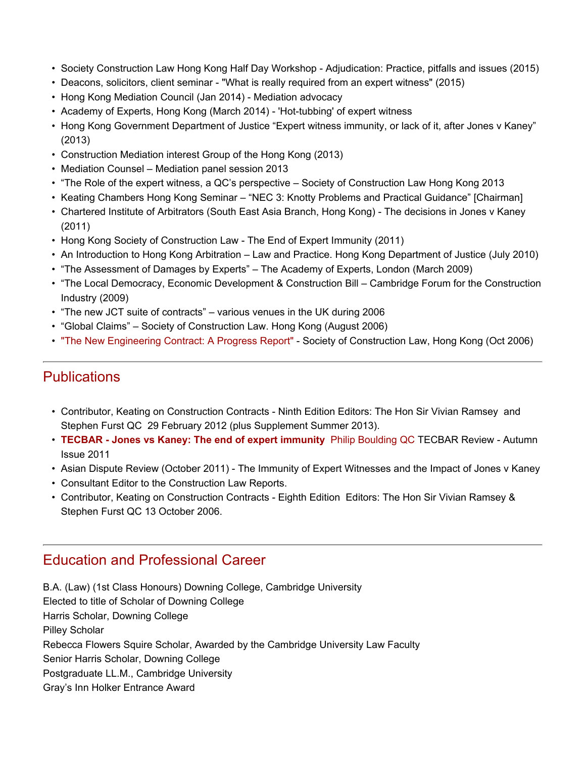- Society Construction Law Hong Kong Half Day Workshop - Adjudication: Practice, pitfalls and issues (2015)
- Deacons, solicitors, client seminar - "What is really required from an expert witness" (2015)
- Hong Kong Mediation Council (Jan 2014) - Mediation advocacy
- Academy of Experts, Hong Kong (March 2014) - 'Hot-tubbing' of expert witness
- Hong Kong Government Department of Justice "Expert witness immunity, or lack of it, after Jones v Kaney" (2013)
- Construction Mediation interest Group of the Hong Kong (2013)
- Mediation Counsel – Mediation panel session 2013
- "The Role of the expert witness, a QC's perspective – Society of Construction Law Hong Kong 2013
- Keating Chambers Hong Kong Seminar – "NEC 3: Knotty Problems and Practical Guidance" [Chairman]
- Chartered Institute of Arbitrators (South East Asia Branch, Hong Kong) - The decisions in Jones v Kaney (2011)
- Hong Kong Society of Construction Law - The End of Expert Immunity (2011)
- An Introduction to Hong Kong Arbitration – Law and Practice. Hong Kong Department of Justice (July 2010)
- "The Assessment of Damages by Experts" – The Academy of Experts, London (March 2009)
- "The Local Democracy, Economic Development & Construction Bill – Cambridge Forum for the Construction Industry (2009)
- "The new JCT suite of contracts" – various venues in the UK during 2006
- "Global Claims" – Society of Construction Law. Hong Kong (August 2006)
- "The New Engineering Contract: A Progress Report" - Society of Construction Law, Hong Kong (Oct 2006)

## Publications

- Contributor, Keating on Construction Contracts - Ninth Edition Editors: The Hon Sir Vivian Ramsey and Stephen Furst QC 29 February 2012 (plus Supplement Summer 2013).
- **TECBAR - Jones vs Kaney: The end of expert immunity** Philip Boulding QC TECBAR Review - Autumn Issue 2011
- Asian Dispute Review (October 2011) - The Immunity of Expert Witnesses and the Impact of Jones v Kaney
- Consultant Editor to the Construction Law Reports.
- Contributor, Keating on Construction Contracts - Eighth Edition Editors: The Hon Sir Vivian Ramsey & Stephen Furst QC 13 October 2006.

## Education and Professional Career

B.A. (Law) (1st Class Honours) Downing College, Cambridge University
Elected to title of Scholar of Downing College
Harris Scholar, Downing College
Pilley Scholar
Rebecca Flowers Squire Scholar, Awarded by the Cambridge University Law Faculty
Senior Harris Scholar, Downing College
Postgraduate LL.M., Cambridge University
Gray's Inn Holker Entrance Award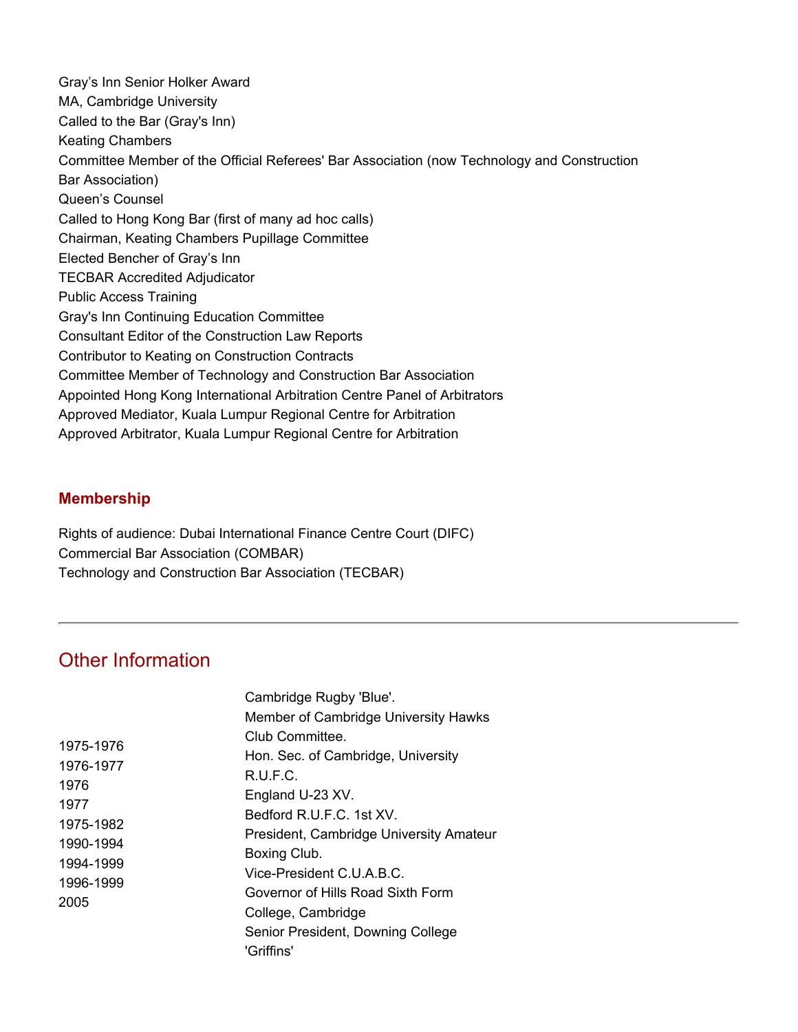Gray's Inn Senior Holker Award
MA, Cambridge University
Called to the Bar (Gray's Inn)
Keating Chambers
Committee Member of the Official Referees' Bar Association (now Technology and Construction Bar Association)
Queen's Counsel
Called to Hong Kong Bar (first of many ad hoc calls)
Chairman, Keating Chambers Pupillage Committee
Elected Bencher of Gray's Inn
TECBAR Accredited Adjudicator
Public Access Training
Gray's Inn Continuing Education Committee
Consultant Editor of the Construction Law Reports
Contributor to Keating on Construction Contracts
Committee Member of Technology and Construction Bar Association
Appointed Hong Kong International Arbitration Centre Panel of Arbitrators
Approved Mediator, Kuala Lumpur Regional Centre for Arbitration
Approved Arbitrator, Kuala Lumpur Regional Centre for Arbitration

### Membership

Rights of audience: Dubai International Finance Centre Court (DIFC)
Commercial Bar Association (COMBAR)
Technology and Construction Bar Association (TECBAR)

---

## Other Information

| | |
|---|---|
| 1975-1976 | Cambridge Rugby 'Blue'. |
| 1976-1977 | Member of Cambridge University Hawks Club Committee. |
| 1976 | Hon. Sec. of Cambridge, University R.U.F.C. |
| 1977 | England U-23 XV. |
| 1975-1982 | Bedford R.U.F.C. 1st XV. |
| 1990-1994 | President, Cambridge University Amateur Boxing Club. |
| 1994-1999 | Vice-President C.U.A.B.C. |
| 1996-1999 | Governor of Hills Road Sixth Form College, Cambridge |
| 2005 | Senior President, Downing College 'Griffins' |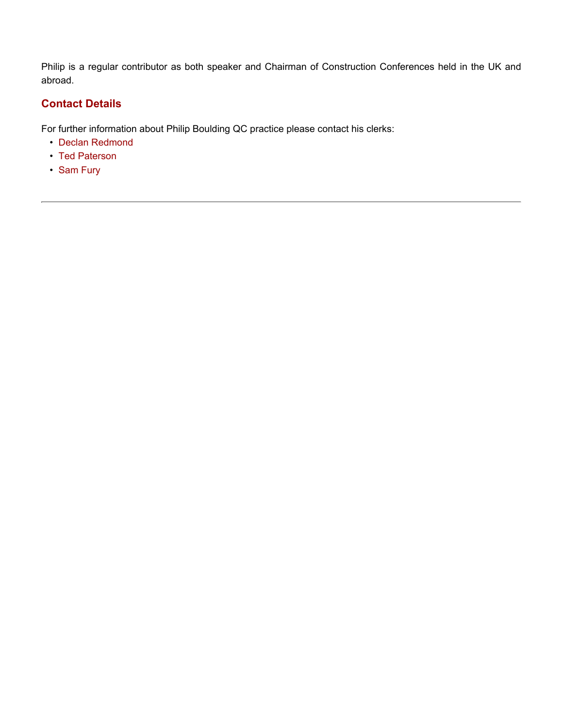Philip is a regular contributor as both speaker and Chairman of Construction Conferences held in the UK and abroad.

## Contact Details

For further information about Philip Boulding QC practice please contact his clerks:

- Declan Redmond
- Ted Paterson
- Sam Fury

---